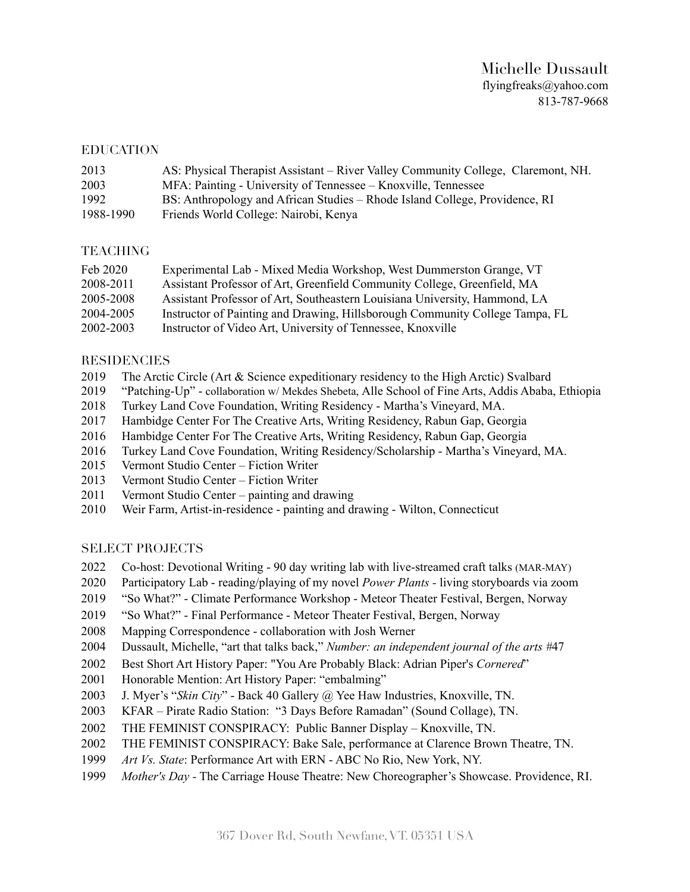# Michelle Dussault

flyingfreaks@yahoo.com
813-787-9668

## EDUCATION

2013 AS: Physical Therapist Assistant – River Valley Community College, Claremont, NH.
2003 MFA: Painting - University of Tennessee – Knoxville, Tennessee
1992 BS: Anthropology and African Studies – Rhode Island College, Providence, RI
1988-1990 Friends World College: Nairobi, Kenya

## TEACHING

Feb 2020 Experimental Lab - Mixed Media Workshop, West Dummerston Grange, VT
2008-2011 Assistant Professor of Art, Greenfield Community College, Greenfield, MA
2005-2008 Assistant Professor of Art, Southeastern Louisiana University, Hammond, LA
2004-2005 Instructor of Painting and Drawing, Hillsborough Community College Tampa, FL
2002-2003 Instructor of Video Art, University of Tennessee, Knoxville

## RESIDENCIES

2019 The Arctic Circle (Art & Science expeditionary residency to the High Arctic) Svalbard
2019 "Patching-Up" - collaboration w/ Mekdes Shebeta, Alle School of Fine Arts, Addis Ababa, Ethiopia
2018 Turkey Land Cove Foundation, Writing Residency - Martha's Vineyard, MA.
2017 Hambidge Center For The Creative Arts, Writing Residency, Rabun Gap, Georgia
2016 Hambidge Center For The Creative Arts, Writing Residency, Rabun Gap, Georgia
2016 Turkey Land Cove Foundation, Writing Residency/Scholarship - Martha's Vineyard, MA.
2015 Vermont Studio Center – Fiction Writer
2013 Vermont Studio Center – Fiction Writer
2011 Vermont Studio Center – painting and drawing
2010 Weir Farm, Artist-in-residence - painting and drawing - Wilton, Connecticut

## SELECT PROJECTS

2022 Co-host: Devotional Writing - 90 day writing lab with live-streamed craft talks (MAR-MAY)
2020 Participatory Lab - reading/playing of my novel *Power Plants* - living storyboards via zoom
2019 "So What?" - Climate Performance Workshop - Meteor Theater Festival, Bergen, Norway
2019 "So What?" - Final Performance - Meteor Theater Festival, Bergen, Norway
2008 Mapping Correspondence - collaboration with Josh Werner
2004 Dussault, Michelle, "art that talks back," *Number: an independent journal of the arts* #47
2002 Best Short Art History Paper: "You Are Probably Black: Adrian Piper's *Cornered*"
2001 Honorable Mention: Art History Paper: "embalming"
2003 J. Myer's "*Skin City*" - Back 40 Gallery @ Yee Haw Industries, Knoxville, TN.
2003 KFAR – Pirate Radio Station: "3 Days Before Ramadan" (Sound Collage), TN.
2002 THE FEMINIST CONSPIRACY: Public Banner Display – Knoxville, TN.
2002 THE FEMINIST CONSPIRACY: Bake Sale, performance at Clarence Brown Theatre, TN.
1999 *Art Vs. State*: Performance Art with ERN - ABC No Rio, New York, NY.
1999 *Mother's Day* - The Carriage House Theatre: New Choreographer's Showcase. Providence, RI.

367 Dover Rd, South Newfane, VT. 05351 USA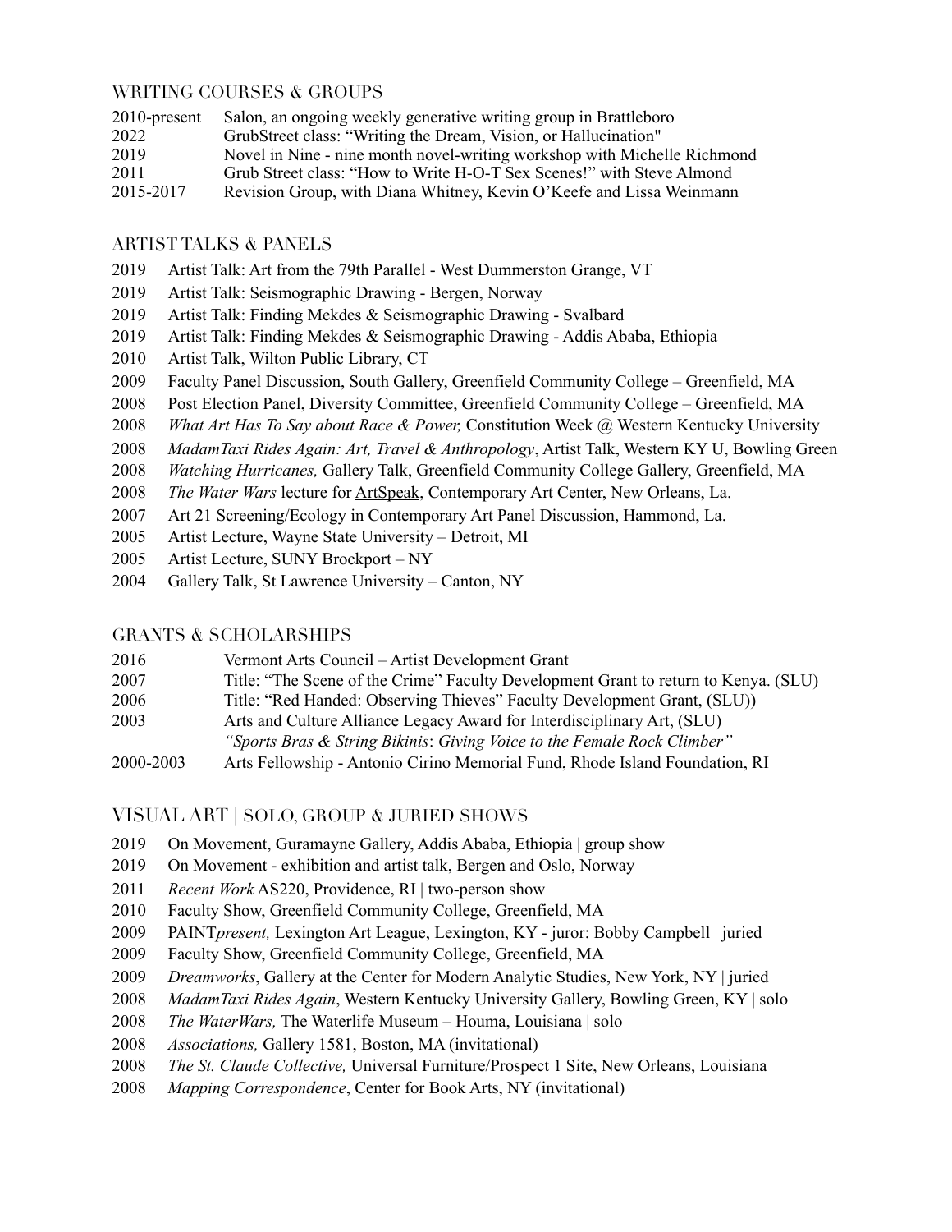## WRITING COURSES & GROUPS

2010-present Salon, an ongoing weekly generative writing group in Brattleboro
2022 GrubStreet class: "Writing the Dream, Vision, or Hallucination"
2019 Novel in Nine - nine month novel-writing workshop with Michelle Richmond
2011 Grub Street class: "How to Write H-O-T Sex Scenes!" with Steve Almond
2015-2017 Revision Group, with Diana Whitney, Kevin O'Keefe and Lissa Weinmann

## ARTIST TALKS & PANELS

2019 Artist Talk: Art from the 79th Parallel - West Dummerston Grange, VT
2019 Artist Talk: Seismographic Drawing - Bergen, Norway
2019 Artist Talk: Finding Mekdes & Seismographic Drawing - Svalbard
2019 Artist Talk: Finding Mekdes & Seismographic Drawing - Addis Ababa, Ethiopia
2010 Artist Talk, Wilton Public Library, CT
2009 Faculty Panel Discussion, South Gallery, Greenfield Community College – Greenfield, MA
2008 Post Election Panel, Diversity Committee, Greenfield Community College – Greenfield, MA
2008 *What Art Has To Say about Race & Power,* Constitution Week @ Western Kentucky University
2008 *MadamTaxi Rides Again: Art, Travel & Anthropology*, Artist Talk, Western KY U, Bowling Green
2008 *Watching Hurricanes,* Gallery Talk, Greenfield Community College Gallery, Greenfield, MA
2008 *The Water Wars* lecture for ArtSpeak, Contemporary Art Center, New Orleans, La.
2007 Art 21 Screening/Ecology in Contemporary Art Panel Discussion, Hammond, La.
2005 Artist Lecture, Wayne State University – Detroit, MI
2005 Artist Lecture, SUNY Brockport – NY
2004 Gallery Talk, St Lawrence University – Canton, NY

## GRANTS & SCHOLARSHIPS

2016 Vermont Arts Council – Artist Development Grant
2007 Title: "The Scene of the Crime" Faculty Development Grant to return to Kenya. (SLU)
2006 Title: "Red Handed: Observing Thieves" Faculty Development Grant, (SLU))
2003 Arts and Culture Alliance Legacy Award for Interdisciplinary Art, (SLU)
*"Sports Bras & String Bikinis*: *Giving Voice to the Female Rock Climber"*
2000-2003 Arts Fellowship - Antonio Cirino Memorial Fund, Rhode Island Foundation, RI

## VISUAL ART | SOLO, GROUP & JURIED SHOWS

2019 On Movement, Guramayne Gallery, Addis Ababa, Ethiopia | group show
2019 On Movement - exhibition and artist talk, Bergen and Oslo, Norway
2011 *Recent Work* AS220, Providence, RI | two-person show
2010 Faculty Show, Greenfield Community College, Greenfield, MA
2009 PAINT*present,* Lexington Art League, Lexington, KY - juror: Bobby Campbell | juried
2009 Faculty Show, Greenfield Community College, Greenfield, MA
2009 *Dreamworks*, Gallery at the Center for Modern Analytic Studies, New York, NY | juried
2008 *MadamTaxi Rides Again*, Western Kentucky University Gallery, Bowling Green, KY | solo
2008 *The WaterWars,* The Waterlife Museum – Houma, Louisiana | solo
2008 *Associations,* Gallery 1581, Boston, MA (invitational)
2008 *The St. Claude Collective,* Universal Furniture/Prospect 1 Site, New Orleans, Louisiana
2008 *Mapping Correspondence*, Center for Book Arts, NY (invitational)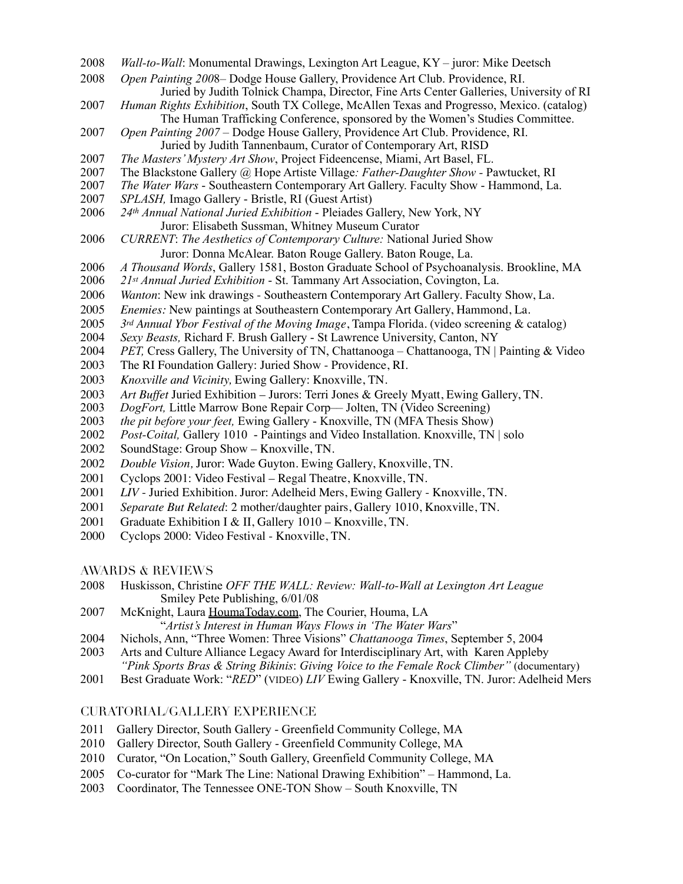2008 *Wall-to-Wall*: Monumental Drawings, Lexington Art League, KY – juror: Mike Deetsch

2008 *Open Painting 2008*– Dodge House Gallery, Providence Art Club. Providence, RI.
Juried by Judith Tolnick Champa, Director, Fine Arts Center Galleries, University of RI

2007 *Human Rights Exhibition*, South TX College, McAllen Texas and Progresso, Mexico. (catalog)
The Human Trafficking Conference, sponsored by the Women's Studies Committee.

2007 *Open Painting 2007* – Dodge House Gallery, Providence Art Club. Providence, RI.
Juried by Judith Tannenbaum, Curator of Contemporary Art, RISD

2007 *The Masters' Mystery Art Show*, Project Fideencense, Miami, Art Basel, FL.

2007 The Blackstone Gallery @ Hope Artiste Village*: Father-Daughter Show* - Pawtucket, RI

2007 *The Water Wars* - Southeastern Contemporary Art Gallery. Faculty Show - Hammond, La.

2007 *SPLASH,* Imago Gallery - Bristle, RI (Guest Artist)

2006 *24th Annual National Juried Exhibition* - Pleiades Gallery, New York, NY
Juror: Elisabeth Sussman, Whitney Museum Curator

2006 *CURRENT*: *The Aesthetics of Contemporary Culture:* National Juried Show
Juror: Donna McAlear. Baton Rouge Gallery. Baton Rouge, La.

2006 *A Thousand Words*, Gallery 1581, Boston Graduate School of Psychoanalysis. Brookline, MA

2006 *21st Annual Juried Exhibition* - St. Tammany Art Association, Covington, La.

2006 *Wanton*: New ink drawings - Southeastern Contemporary Art Gallery. Faculty Show, La.

2005 *Enemies:* New paintings at Southeastern Contemporary Art Gallery, Hammond, La.

2005 *3rd Annual Ybor Festival of the Moving Image*, Tampa Florida. (video screening & catalog)

2004 *Sexy Beasts,* Richard F. Brush Gallery - St Lawrence University, Canton, NY

2004 *PET,* Cress Gallery, The University of TN, Chattanooga – Chattanooga, TN | Painting & Video

2003 The RI Foundation Gallery: Juried Show - Providence, RI.

2003 *Knoxville and Vicinity,* Ewing Gallery: Knoxville, TN.

2003 *Art Buffet* Juried Exhibition – Jurors: Terri Jones & Greely Myatt, Ewing Gallery, TN.

2003 *DogFort,* Little Marrow Bone Repair Corp— Jolten, TN (Video Screening)

2003 *the pit before your feet,* Ewing Gallery - Knoxville, TN (MFA Thesis Show)

2002 *Post-Coital,* Gallery 1010 - Paintings and Video Installation. Knoxville, TN | solo

2002 SoundStage: Group Show – Knoxville, TN.

2002 *Double Vision,* Juror: Wade Guyton. Ewing Gallery, Knoxville, TN.

2001 Cyclops 2001: Video Festival – Regal Theatre, Knoxville, TN.

2001 *LIV* - Juried Exhibition. Juror: Adelheid Mers, Ewing Gallery - Knoxville, TN.

2001 *Separate But Related*: 2 mother/daughter pairs, Gallery 1010, Knoxville, TN.

2001 Graduate Exhibition I & II, Gallery 1010 – Knoxville, TN.

2000 Cyclops 2000: Video Festival - Knoxville, TN.

## AWARDS & REVIEWS

2008 Huskisson, Christine *OFF THE WALL: Review: Wall-to-Wall at Lexington Art League*
Smiley Pete Publishing, 6/01/08

2007 McKnight, Laura HoumaToday.com, The Courier, Houma, LA
"*Artist's Interest in Human Ways Flows in 'The Water Wars*"

2004 Nichols, Ann, "Three Women: Three Visions" *Chattanooga Times*, September 5, 2004

2003 Arts and Culture Alliance Legacy Award for Interdisciplinary Art, with Karen Appleby
*"Pink Sports Bras & String Bikinis*: *Giving Voice to the Female Rock Climber"* (documentary)

2001 Best Graduate Work: "*RED*" (VIDEO) *LIV* Ewing Gallery - Knoxville, TN. Juror: Adelheid Mers

## CURATORIAL/GALLERY EXPERIENCE

2011 Gallery Director, South Gallery - Greenfield Community College, MA

2010 Gallery Director, South Gallery - Greenfield Community College, MA

2010 Curator, "On Location," South Gallery, Greenfield Community College, MA

2005 Co-curator for "Mark The Line: National Drawing Exhibition" – Hammond, La.

2003 Coordinator, The Tennessee ONE-TON Show – South Knoxville, TN